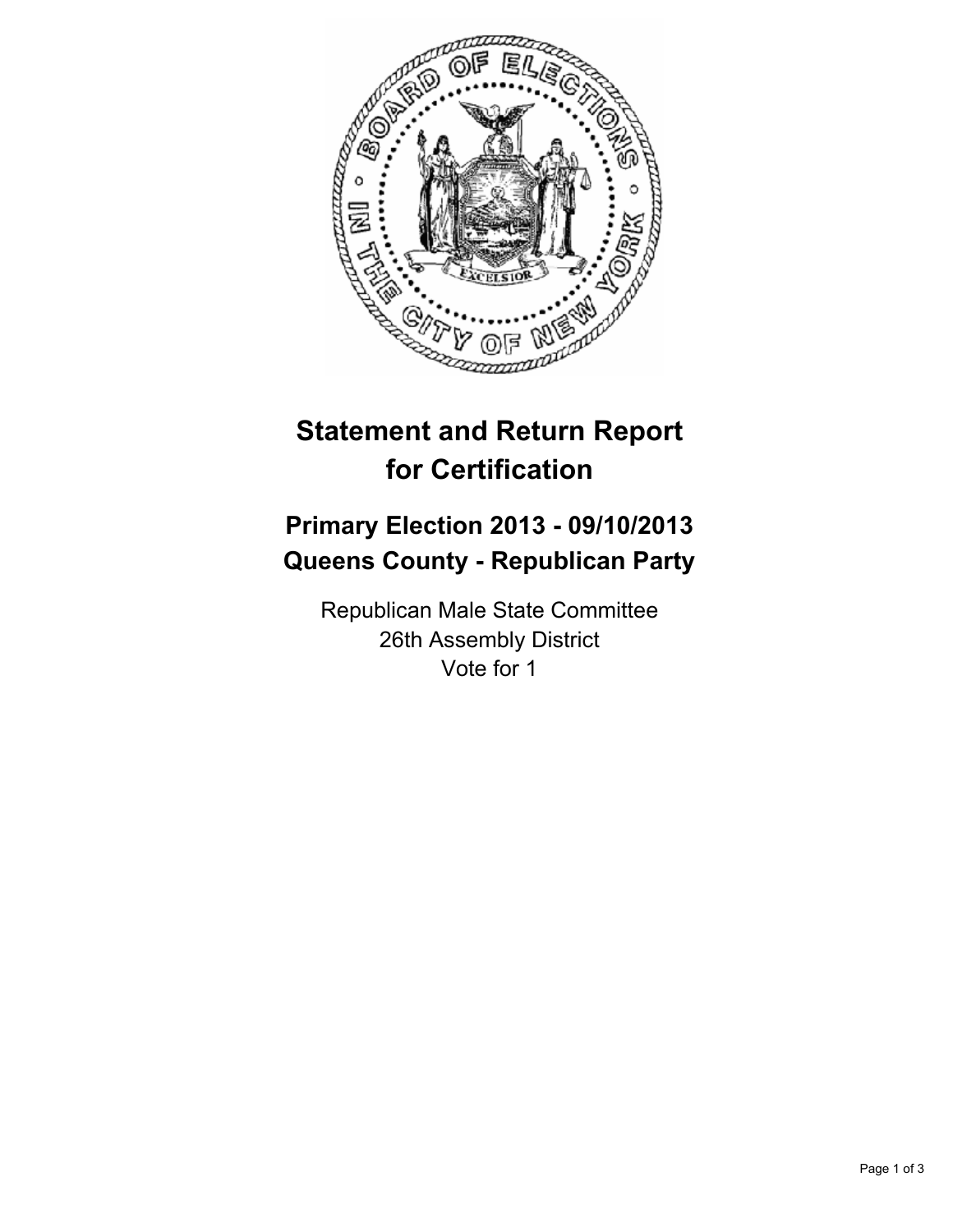# Statement and Return Report for Certification

## Primary Election 2013 - 09/10/2013
## Queens County - Republican Party

Republican Male State Committee
26th Assembly District
Vote for 1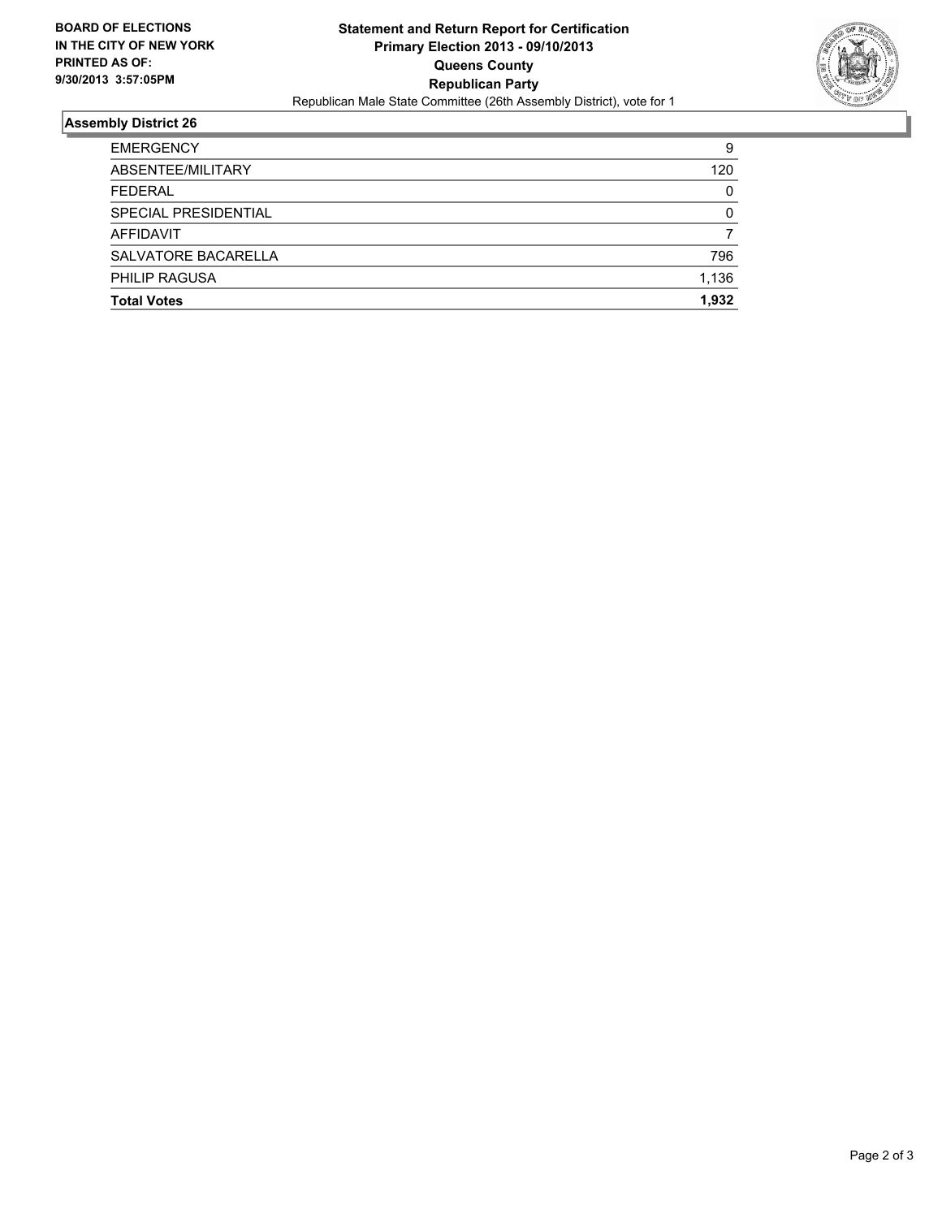**BOARD OF ELECTIONS IN THE CITY OF NEW YORK PRINTED AS OF: 9/30/2013 3:57:05PM**

**Statement and Return Report for Certification**
**Primary Election 2013 - 09/10/2013**
**Queens County**
**Republican Party**
Republican Male State Committee (26th Assembly District), vote for 1

## Assembly District 26

| | |
|---|---|
| EMERGENCY | 9 |
| ABSENTEE/MILITARY | 120 |
| FEDERAL | 0 |
| SPECIAL PRESIDENTIAL | 0 |
| AFFIDAVIT | 7 |
| SALVATORE BACARELLA | 796 |
| PHILIP RAGUSA | 1,136 |
| **Total Votes** | **1,932** |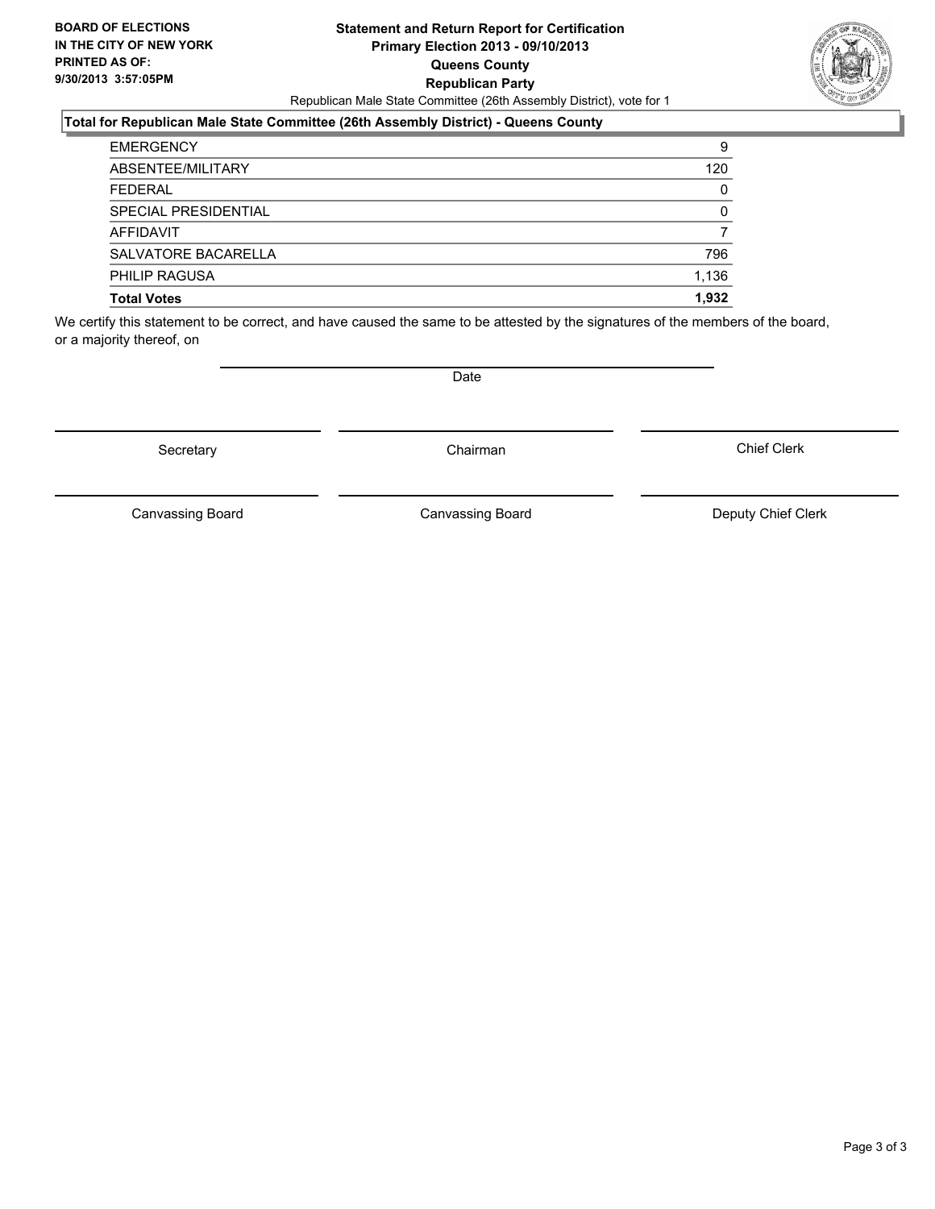**BOARD OF ELECTIONS IN THE CITY OF NEW YORK PRINTED AS OF: 9/30/2013 3:57:05PM**

**Statement and Return Report for Certification**
**Primary Election 2013 - 09/10/2013**
**Queens County**
**Republican Party**
Republican Male State Committee (26th Assembly District), vote for 1

**Total for Republican Male State Committee (26th Assembly District) - Queens County**

| | |
|---|---|
| EMERGENCY | 9 |
| ABSENTEE/MILITARY | 120 |
| FEDERAL | 0 |
| SPECIAL PRESIDENTIAL | 0 |
| AFFIDAVIT | 7 |
| SALVATORE BACARELLA | 796 |
| PHILIP RAGUSA | 1,136 |
| **Total Votes** | **1,932** |

We certify this statement to be correct, and have caused the same to be attested by the signatures of the members of the board, or a majority thereof, on

Date

Secretary

Chairman

Chief Clerk

Canvassing Board

Canvassing Board

Deputy Chief Clerk